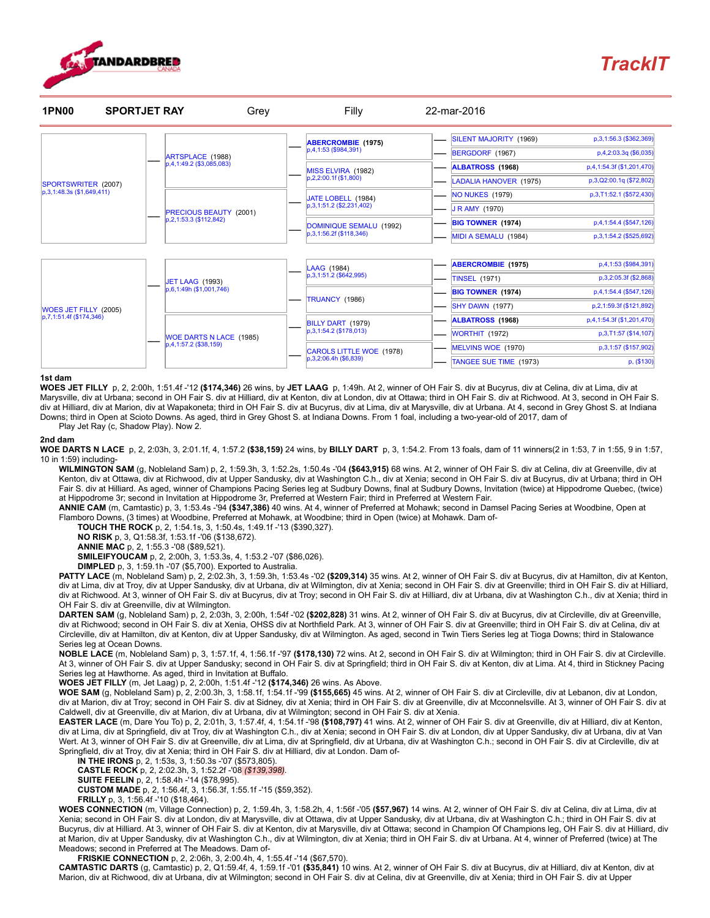STANDARDBRED CANADA

TrackIT

| 1PN00 | SPORTJET RAY | Grey | Filly | 22-mar-2016 |
|---|---|---|---|---|

| Sire/Dam | Parents | Grandparents | Great-grandparents | Record |
|---|---|---|---|---|
| SPORTSWRITER (2007) p,3,1:48.3s ($1,649,411) | ARTSPLACE (1988) p,4,1:49.2 ($3,085,083) | ABERCROMBIE (1975) p,4,1:53 ($984,391) | SILENT MAJORITY (1969) | p,3,1:56.3 ($362,369) |
| | | | BERGDORF (1967) | p,4,2:03.3q ($6,035) |
| | | MISS ELVIRA (1982) p,2,2:00.1f ($1,800) | ALBATROSS (1968) | p,4,1:54.3f ($1,201,470) |
| | | | LADALIA HANOVER (1975) | p,3,Q2:00.1q ($72,802) |
| | PRECIOUS BEAUTY (2001) p,2,1:53.3 ($112,842) | JATE LOBELL (1984) p,3,1:51.2 ($2,231,402) | NO NUKES (1979) | p,3,T1:52.1 ($572,430) |
| | | | J R AMY (1970) | |
| | | DOMINIQUE SEMALU (1992) p,3,1:56.2f ($118,346) | BIG TOWNER (1974) | p,4,1:54.4 ($547,126) |
| | | | MIDI A SEMALU (1984) | p,3,1:54.2 ($525,692) |
| WOES JET FILLY (2005) p,7,1:51.4f ($174,346) | JET LAAG (1993) p,6,1:49h ($1,001,746) | LAAG (1984) p,3,1:51.2 ($642,995) | ABERCROMBIE (1975) | p,4,1:53 ($984,391) |
| | | | TINSEL (1971) | p,3,2:05.3f ($2,868) |
| | | TRUANCY (1986) | BIG TOWNER (1974) | p,4,1:54.4 ($547,126) |
| | | | SHY DAWN (1977) | p,2,1:59.3f ($121,892) |
| | WOE DARTS N LACE (1985) p,4,1:57.2 ($38,159) | BILLY DART (1979) p,3,1:54.2 ($178,013) | ALBATROSS (1968) | p,4,1:54.3f ($1,201,470) |
| | | | WORTHIT (1972) | p,3,T1:57 ($14,107) |
| | | CAROLS LITTLE WOE (1978) p,3,2:06.4h ($6,839) | MELVINS WOE (1970) | p,3,1:57 ($157,902) |
| | | | TANGEE SUE TIME (1973) | p, ($130) |

**1st dam**

**WOES JET FILLY** p, 2, 2:00h, 1:51.4f -'12 **($174,346)** 26 wins, by **JET LAAG** p, 1:49h. At 2, winner of OH Fair S. div at Bucyrus, div at Celina, div at Lima, div at Marysville, div at Urbana; second in OH Fair S. div at Hilliard, div at Kenton, div at London, div at Ottawa; third in OH Fair S. div at Richwood. At 3, second in OH Fair S. div at Hilliard, div at Marion, div at Wapakoneta; third in OH Fair S. div at Bucyrus, div at Lima, div at Marysville, div at Urbana. At 4, second in Grey Ghost S. at Indiana Downs; third in Open at Scioto Downs. As aged, third in Grey Ghost S. at Indiana Downs. From 1 foal, including a two-year-old of 2017, dam of
Play Jet Ray (c, Shadow Play). Now 2.

**2nd dam**

**WOE DARTS N LACE** p, 2, 2:03h, 3, 2:01.1f, 4, 1:57.2 **($38,159)** 24 wins, by **BILLY DART** p, 3, 1:54.2. From 13 foals, dam of 11 winners(2 in 1:53, 7 in 1:55, 9 in 1:57, 10 in 1:59) including-

**WILMINGTON SAM** (g, Nobleland Sam) p, 2, 1:59.3h, 3, 1:52.2s, 1:50.4s -'04 **($643,915)** 68 wins. At 2, winner of OH Fair S. div at Celina, div at Greenville, div at Kenton, div at Ottawa, div at Richwood, div at Upper Sandusky, div at Washington C.h., div at Xenia; second in OH Fair S. div at Bucyrus, div at Urbana; third in OH Fair S. div at Hilliard. As aged, winner of Champions Pacing Series leg at Sudbury Downs, final at Sudbury Downs, Invitation (twice) at Hippodrome Quebec, (twice) at Hippodrome 3r; second in Invitation at Hippodrome 3r, Preferred at Western Fair; third in Preferred at Western Fair.

**ANNIE CAM** (m, Camtastic) p, 3, 1:53.4s -'94 **($347,386)** 40 wins. At 4, winner of Preferred at Mohawk; second in Damsel Pacing Series at Woodbine, Open at Flamboro Downs, (3 times) at Woodbine, Preferred at Mohawk, at Woodbine; third in Open (twice) at Mohawk. Dam of-

- **TOUCH THE ROCK** p, 2, 1:54.1s, 3, 1:50.4s, 1:49.1f -'13 ($390,327).
- **NO RISK** p, 3, Q1:58.3f, 1:53.1f -'06 ($138,672).
- **ANNIE MAC** p, 2, 1:55.3 -'08 ($89,521).
- **SMILEIFYOUCAM** p, 2, 2:00h, 3, 1:53.3s, 4, 1:53.2 -'07 ($86,026).
- **DIMPLED** p, 3, 1:59.1h -'07 ($5,700). Exported to Australia.

**PATTY LACE** (m, Nobleland Sam) p, 2, 2:02.3h, 3, 1:59.3h, 1:53.4s -'02 **($209,314)** 35 wins. At 2, winner of OH Fair S. div at Bucyrus, div at Hamilton, div at Kenton, div at Lima, div at Troy, div at Upper Sandusky, div at Urbana, div at Wilmington, div at Xenia; second in OH Fair S. div at Greenville; third in OH Fair S. div at Hilliard, div at Richwood. At 3, winner of OH Fair S. div at Bucyrus, div at Troy; second in OH Fair S. div at Hilliard, div at Urbana, div at Washington C.h., div at Xenia; third in OH Fair S. div at Greenville, div at Wilmington.

**DARTEN SAM** (g, Nobleland Sam) p, 2, 2:03h, 3, 2:00h, 1:54f -'02 **($202,828)** 31 wins. At 2, winner of OH Fair S. div at Bucyrus, div at Circleville, div at Greenville, div at Richwood; second in OH Fair S. div at Xenia, OHSS div at Northfield Park. At 3, winner of OH Fair S. div at Greenville; third in OH Fair S. div at Celina, div at Circleville, div at Hamilton, div at Kenton, div at Upper Sandusky, div at Wilmington. As aged, second in Twin Tiers Series leg at Tioga Downs; third in Stalowance Series leg at Ocean Downs.

**NOBLE LACE** (m, Nobleland Sam) p, 3, 1:57.1f, 4, 1:56.1f -'97 **($178,130)** 72 wins. At 2, second in OH Fair S. div at Wilmington; third in OH Fair S. div at Circleville. At 3, winner of OH Fair S. div at Upper Sandusky; second in OH Fair S. div at Springfield; third in OH Fair S. div at Kenton, div at Lima. At 4, third in Stickney Pacing Series leg at Hawthorne. As aged, third in Invitation at Buffalo.

**WOES JET FILLY** (m, Jet Laag) p, 2, 2:00h, 1:51.4f -'12 **($174,346)** 26 wins. As Above.

**WOE SAM** (g, Nobleland Sam) p, 2, 2:00.3h, 3, 1:58.1f, 1:54.1f -'99 **($155,665)** 45 wins. At 2, winner of OH Fair S. div at Circleville, div at Lebanon, div at London, div at Marion, div at Troy; second in OH Fair S. div at Sidney, div at Xenia; third in OH Fair S. div at Greenville, div at Mcconnelsville. At 3, winner of OH Fair S. div at Caldwell, div at Greenville, div at Marion, div at Urbana, div at Wilmington; second in OH Fair S. div at Xenia.

**EASTER LACE** (m, Dare You To) p, 2, 2:01h, 3, 1:57.4f, 4, 1:54.1f -'98 **($108,797)** 41 wins. At 2, winner of OH Fair S. div at Greenville, div at Hilliard, div at Kenton, div at Lima, div at Springfield, div at Troy, div at Washington C.h., div at Xenia; second in OH Fair S. div at London, div at Upper Sandusky, div at Urbana, div at Van Wert. At 3, winner of OH Fair S. div at Greenville, div at Lima, div at Springfield, div at Urbana, div at Washington C.h.; second in OH Fair S. div at Circleville, div at Springfield, div at Troy, div at Xenia; third in OH Fair S. div at Hilliard, div at London. Dam of-

- **IN THE IRONS** p, 2, 1:53s, 3, 1:50.3s -'07 ($573,805).
- **CASTLE ROCK** p, 2, 2:02.3h, 3, 1:52.2f -'08 *($139,398)*.
- **SUITE FEELIN** p, 2, 1:58.4h -'14 ($78,995).
- **CUSTOM MADE** p, 2, 1:56.4f, 3, 1:56.3f, 1:55.1f -'15 ($59,352).
- **FRILLY** p, 3, 1:56.4f -'10 ($18,464).

**WOES CONNECTION** (m, Village Connection) p, 2, 1:59.4h, 3, 1:58.2h, 4, 1:56f -'05 **($57,967)** 14 wins. At 2, winner of OH Fair S. div at Celina, div at Lima, div at Xenia; second in OH Fair S. div at London, div at Marysville, div at Ottawa, div at Upper Sandusky, div at Urbana, div at Washington C.h.; third in OH Fair S. div at Bucyrus, div at Hilliard. At 3, winner of OH Fair S. div at Kenton, div at Marysville, div at Ottawa; second in Champion Of Champions leg, OH Fair S. div at Hilliard, div at Marion, div at Upper Sandusky, div at Washington C.h., div at Wilmington, div at Xenia; third in OH Fair S. div at Urbana. At 4, winner of Preferred (twice) at The Meadows; second in Preferred at The Meadows. Dam of-

- **FRISKIE CONNECTION** p, 2, 2:06h, 3, 2:00.4h, 4, 1:55.4f -'14 ($67,570).

**CAMTASTIC DARTS** (g, Camtastic) p, 2, Q1:59.4f, 4, 1:59.1f -'01 **($35,841)** 10 wins. At 2, winner of OH Fair S. div at Bucyrus, div at Hilliard, div at Kenton, div at Marion, div at Richwood, div at Urbana, div at Wilmington; second in OH Fair S. div at Celina, div at Greenville, div at Xenia; third in OH Fair S. div at Upper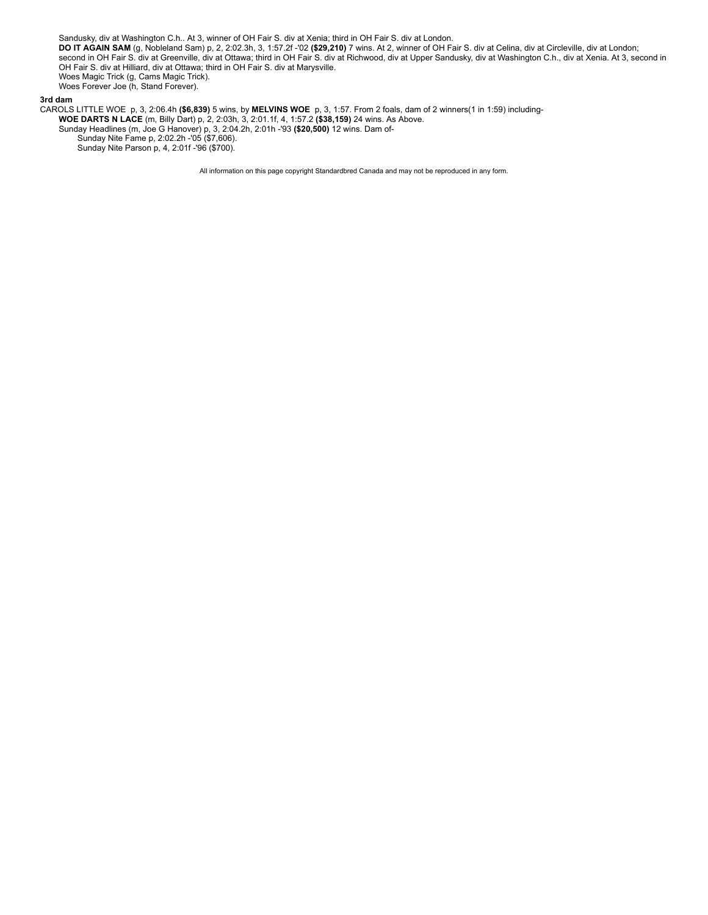Sandusky, div at Washington C.h.. At 3, winner of OH Fair S. div at Xenia; third in OH Fair S. div at London.

**DO IT AGAIN SAM** (g, Nobleland Sam) p, 2, 2:02.3h, 3, 1:57.2f -'02 **($29,210)** 7 wins. At 2, winner of OH Fair S. div at Celina, div at Circleville, div at London; second in OH Fair S. div at Greenville, div at Ottawa; third in OH Fair S. div at Richwood, div at Upper Sandusky, div at Washington C.h., div at Xenia. At 3, second in OH Fair S. div at Hilliard, div at Ottawa; third in OH Fair S. div at Marysville.

Woes Magic Trick (g, Cams Magic Trick).

Woes Forever Joe (h, Stand Forever).

**3rd dam**

CAROLS LITTLE WOE p, 3, 2:06.4h **($6,839)** 5 wins, by **MELVINS WOE** p, 3, 1:57. From 2 foals, dam of 2 winners(1 in 1:59) including-

**WOE DARTS N LACE** (m, Billy Dart) p, 2, 2:03h, 3, 2:01.1f, 4, 1:57.2 **($38,159)** 24 wins. As Above.

Sunday Headlines (m, Joe G Hanover) p, 3, 2:04.2h, 2:01h -'93 **($20,500)** 12 wins. Dam of-

Sunday Nite Fame p, 2:02.2h -'05 ($7,606).

Sunday Nite Parson p, 4, 2:01f -'96 ($700).

All information on this page copyright Standardbred Canada and may not be reproduced in any form.